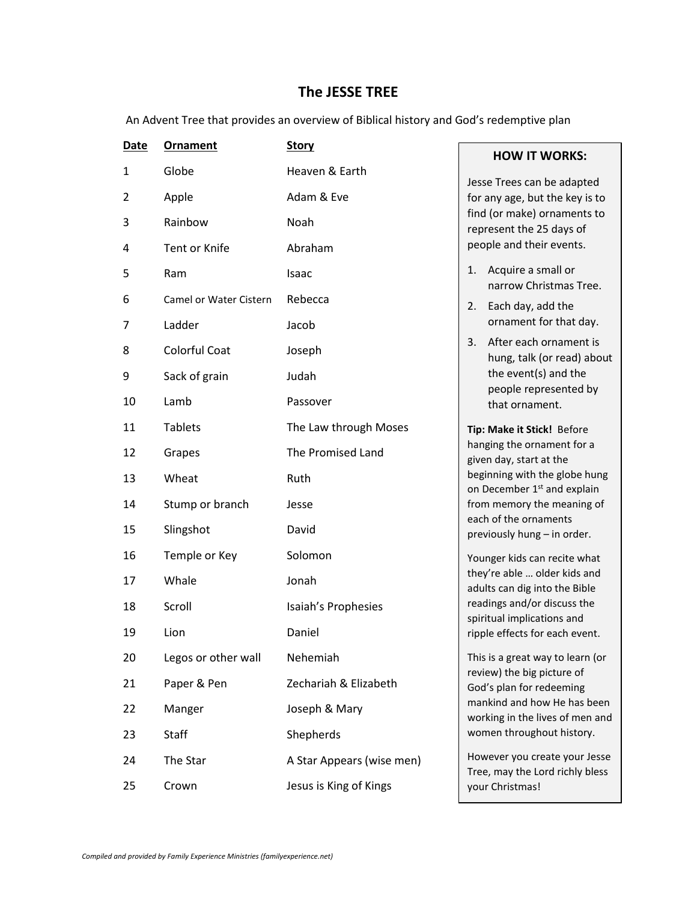# The JESSE TREE

An Advent Tree that provides an overview of Biblical history and God's redemptive plan

| Date | Ornament | Story |
|---|---|---|
| 1 | Globe | Heaven & Earth |
| 2 | Apple | Adam & Eve |
| 3 | Rainbow | Noah |
| 4 | Tent or Knife | Abraham |
| 5 | Ram | Isaac |
| 6 | Camel or Water Cistern | Rebecca |
| 7 | Ladder | Jacob |
| 8 | Colorful Coat | Joseph |
| 9 | Sack of grain | Judah |
| 10 | Lamb | Passover |
| 11 | Tablets | The Law through Moses |
| 12 | Grapes | The Promised Land |
| 13 | Wheat | Ruth |
| 14 | Stump or branch | Jesse |
| 15 | Slingshot | David |
| 16 | Temple or Key | Solomon |
| 17 | Whale | Jonah |
| 18 | Scroll | Isaiah's Prophesies |
| 19 | Lion | Daniel |
| 20 | Legos or other wall | Nehemiah |
| 21 | Paper & Pen | Zechariah & Elizabeth |
| 22 | Manger | Joseph & Mary |
| 23 | Staff | Shepherds |
| 24 | The Star | A Star Appears (wise men) |
| 25 | Crown | Jesus is King of Kings |

## HOW IT WORKS:

Jesse Trees can be adapted for any age, but the key is to find (or make) ornaments to represent the 25 days of people and their events.

1. Acquire a small or narrow Christmas Tree.
2. Each day, add the ornament for that day.
3. After each ornament is hung, talk (or read) about the event(s) and the people represented by that ornament.

**Tip: Make it Stick!** Before hanging the ornament for a given day, start at the beginning with the globe hung on December 1st and explain from memory the meaning of each of the ornaments previously hung – in order.

Younger kids can recite what they're able … older kids and adults can dig into the Bible readings and/or discuss the spiritual implications and ripple effects for each event.

This is a great way to learn (or review) the big picture of God's plan for redeeming mankind and how He has been working in the lives of men and women throughout history.

However you create your Jesse Tree, may the Lord richly bless your Christmas!

*Compiled and provided by Family Experience Ministries (familyexperience.net)*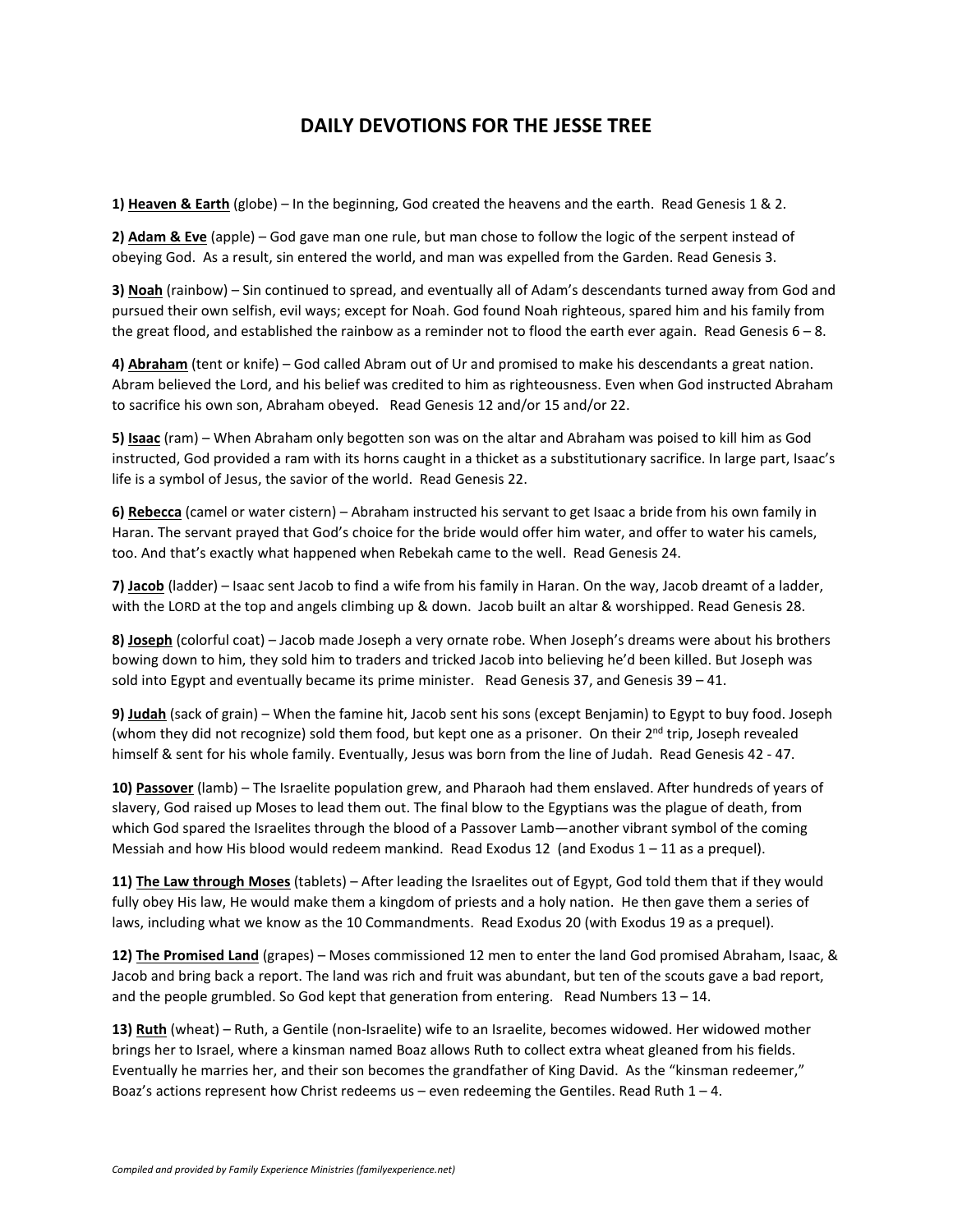# DAILY DEVOTIONS FOR THE JESSE TREE

**1) <u>Heaven & Earth</u>** (globe) – In the beginning, God created the heavens and the earth. Read Genesis 1 & 2.

**2) <u>Adam & Eve</u>** (apple) – God gave man one rule, but man chose to follow the logic of the serpent instead of obeying God. As a result, sin entered the world, and man was expelled from the Garden. Read Genesis 3.

**3) <u>Noah</u>** (rainbow) – Sin continued to spread, and eventually all of Adam's descendants turned away from God and pursued their own selfish, evil ways; except for Noah. God found Noah righteous, spared him and his family from the great flood, and established the rainbow as a reminder not to flood the earth ever again. Read Genesis 6 – 8.

**4) <u>Abraham</u>** (tent or knife) – God called Abram out of Ur and promised to make his descendants a great nation. Abram believed the Lord, and his belief was credited to him as righteousness. Even when God instructed Abraham to sacrifice his own son, Abraham obeyed. Read Genesis 12 and/or 15 and/or 22.

**5) <u>Isaac</u>** (ram) – When Abraham only begotten son was on the altar and Abraham was poised to kill him as God instructed, God provided a ram with its horns caught in a thicket as a substitutionary sacrifice. In large part, Isaac's life is a symbol of Jesus, the savior of the world. Read Genesis 22.

**6) <u>Rebecca</u>** (camel or water cistern) – Abraham instructed his servant to get Isaac a bride from his own family in Haran. The servant prayed that God's choice for the bride would offer him water, and offer to water his camels, too. And that's exactly what happened when Rebekah came to the well. Read Genesis 24.

**7) <u>Jacob</u>** (ladder) – Isaac sent Jacob to find a wife from his family in Haran. On the way, Jacob dreamt of a ladder, with the LORD at the top and angels climbing up & down. Jacob built an altar & worshipped. Read Genesis 28.

**8) <u>Joseph</u>** (colorful coat) – Jacob made Joseph a very ornate robe. When Joseph's dreams were about his brothers bowing down to him, they sold him to traders and tricked Jacob into believing he'd been killed. But Joseph was sold into Egypt and eventually became its prime minister. Read Genesis 37, and Genesis 39 – 41.

**9) <u>Judah</u>** (sack of grain) – When the famine hit, Jacob sent his sons (except Benjamin) to Egypt to buy food. Joseph (whom they did not recognize) sold them food, but kept one as a prisoner. On their 2nd trip, Joseph revealed himself & sent for his whole family. Eventually, Jesus was born from the line of Judah. Read Genesis 42 - 47.

**10) <u>Passover</u>** (lamb) – The Israelite population grew, and Pharaoh had them enslaved. After hundreds of years of slavery, God raised up Moses to lead them out. The final blow to the Egyptians was the plague of death, from which God spared the Israelites through the blood of a Passover Lamb—another vibrant symbol of the coming Messiah and how His blood would redeem mankind. Read Exodus 12 (and Exodus 1 – 11 as a prequel).

**11) <u>The Law through Moses</u>** (tablets) – After leading the Israelites out of Egypt, God told them that if they would fully obey His law, He would make them a kingdom of priests and a holy nation. He then gave them a series of laws, including what we know as the 10 Commandments. Read Exodus 20 (with Exodus 19 as a prequel).

**12) <u>The Promised Land</u>** (grapes) – Moses commissioned 12 men to enter the land God promised Abraham, Isaac, & Jacob and bring back a report. The land was rich and fruit was abundant, but ten of the scouts gave a bad report, and the people grumbled. So God kept that generation from entering. Read Numbers 13 – 14.

**13) <u>Ruth</u>** (wheat) – Ruth, a Gentile (non-Israelite) wife to an Israelite, becomes widowed. Her widowed mother brings her to Israel, where a kinsman named Boaz allows Ruth to collect extra wheat gleaned from his fields. Eventually he marries her, and their son becomes the grandfather of King David. As the "kinsman redeemer," Boaz's actions represent how Christ redeems us – even redeeming the Gentiles. Read Ruth 1 – 4.

*Compiled and provided by Family Experience Ministries (familyexperience.net)*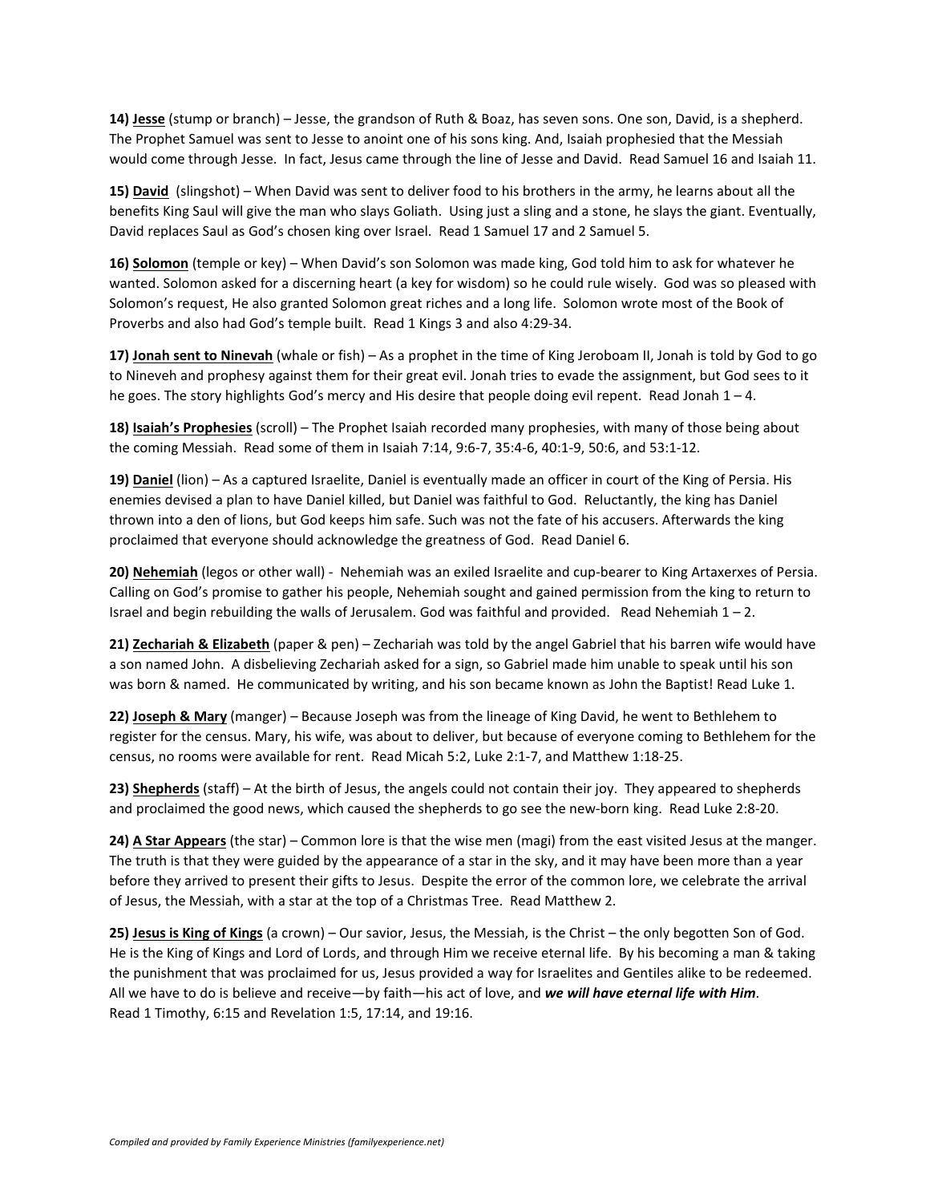**14) <u>Jesse</u>** (stump or branch) – Jesse, the grandson of Ruth & Boaz, has seven sons. One son, David, is a shepherd. The Prophet Samuel was sent to Jesse to anoint one of his sons king. And, Isaiah prophesied that the Messiah would come through Jesse. In fact, Jesus came through the line of Jesse and David. Read Samuel 16 and Isaiah 11.

**15) <u>David</u>** (slingshot) – When David was sent to deliver food to his brothers in the army, he learns about all the benefits King Saul will give the man who slays Goliath. Using just a sling and a stone, he slays the giant. Eventually, David replaces Saul as God's chosen king over Israel. Read 1 Samuel 17 and 2 Samuel 5.

**16) <u>Solomon</u>** (temple or key) – When David's son Solomon was made king, God told him to ask for whatever he wanted. Solomon asked for a discerning heart (a key for wisdom) so he could rule wisely. God was so pleased with Solomon's request, He also granted Solomon great riches and a long life. Solomon wrote most of the Book of Proverbs and also had God's temple built. Read 1 Kings 3 and also 4:29-34.

**17) <u>Jonah sent to Ninevah</u>** (whale or fish) – As a prophet in the time of King Jeroboam II, Jonah is told by God to go to Nineveh and prophesy against them for their great evil. Jonah tries to evade the assignment, but God sees to it he goes. The story highlights God's mercy and His desire that people doing evil repent. Read Jonah 1 – 4.

**18) <u>Isaiah's Prophesies</u>** (scroll) – The Prophet Isaiah recorded many prophesies, with many of those being about the coming Messiah. Read some of them in Isaiah 7:14, 9:6-7, 35:4-6, 40:1-9, 50:6, and 53:1-12.

**19) <u>Daniel</u>** (lion) – As a captured Israelite, Daniel is eventually made an officer in court of the King of Persia. His enemies devised a plan to have Daniel killed, but Daniel was faithful to God. Reluctantly, the king has Daniel thrown into a den of lions, but God keeps him safe. Such was not the fate of his accusers. Afterwards the king proclaimed that everyone should acknowledge the greatness of God. Read Daniel 6.

**20) <u>Nehemiah</u>** (legos or other wall) - Nehemiah was an exiled Israelite and cup-bearer to King Artaxerxes of Persia. Calling on God's promise to gather his people, Nehemiah sought and gained permission from the king to return to Israel and begin rebuilding the walls of Jerusalem. God was faithful and provided. Read Nehemiah 1 – 2.

**21) <u>Zechariah & Elizabeth</u>** (paper & pen) – Zechariah was told by the angel Gabriel that his barren wife would have a son named John. A disbelieving Zechariah asked for a sign, so Gabriel made him unable to speak until his son was born & named. He communicated by writing, and his son became known as John the Baptist! Read Luke 1.

**22) <u>Joseph & Mary</u>** (manger) – Because Joseph was from the lineage of King David, he went to Bethlehem to register for the census. Mary, his wife, was about to deliver, but because of everyone coming to Bethlehem for the census, no rooms were available for rent. Read Micah 5:2, Luke 2:1-7, and Matthew 1:18-25.

**23) <u>Shepherds</u>** (staff) – At the birth of Jesus, the angels could not contain their joy. They appeared to shepherds and proclaimed the good news, which caused the shepherds to go see the new-born king. Read Luke 2:8-20.

**24) <u>A Star Appears</u>** (the star) – Common lore is that the wise men (magi) from the east visited Jesus at the manger. The truth is that they were guided by the appearance of a star in the sky, and it may have been more than a year before they arrived to present their gifts to Jesus. Despite the error of the common lore, we celebrate the arrival of Jesus, the Messiah, with a star at the top of a Christmas Tree. Read Matthew 2.

**25) <u>Jesus is King of Kings</u>** (a crown) – Our savior, Jesus, the Messiah, is the Christ – the only begotten Son of God. He is the King of Kings and Lord of Lords, and through Him we receive eternal life. By his becoming a man & taking the punishment that was proclaimed for us, Jesus provided a way for Israelites and Gentiles alike to be redeemed. All we have to do is believe and receive—by faith—his act of love, and ***we will have eternal life with Him***.
Read 1 Timothy, 6:15 and Revelation 1:5, 17:14, and 19:16.

*Compiled and provided by Family Experience Ministries (familyexperience.net)*